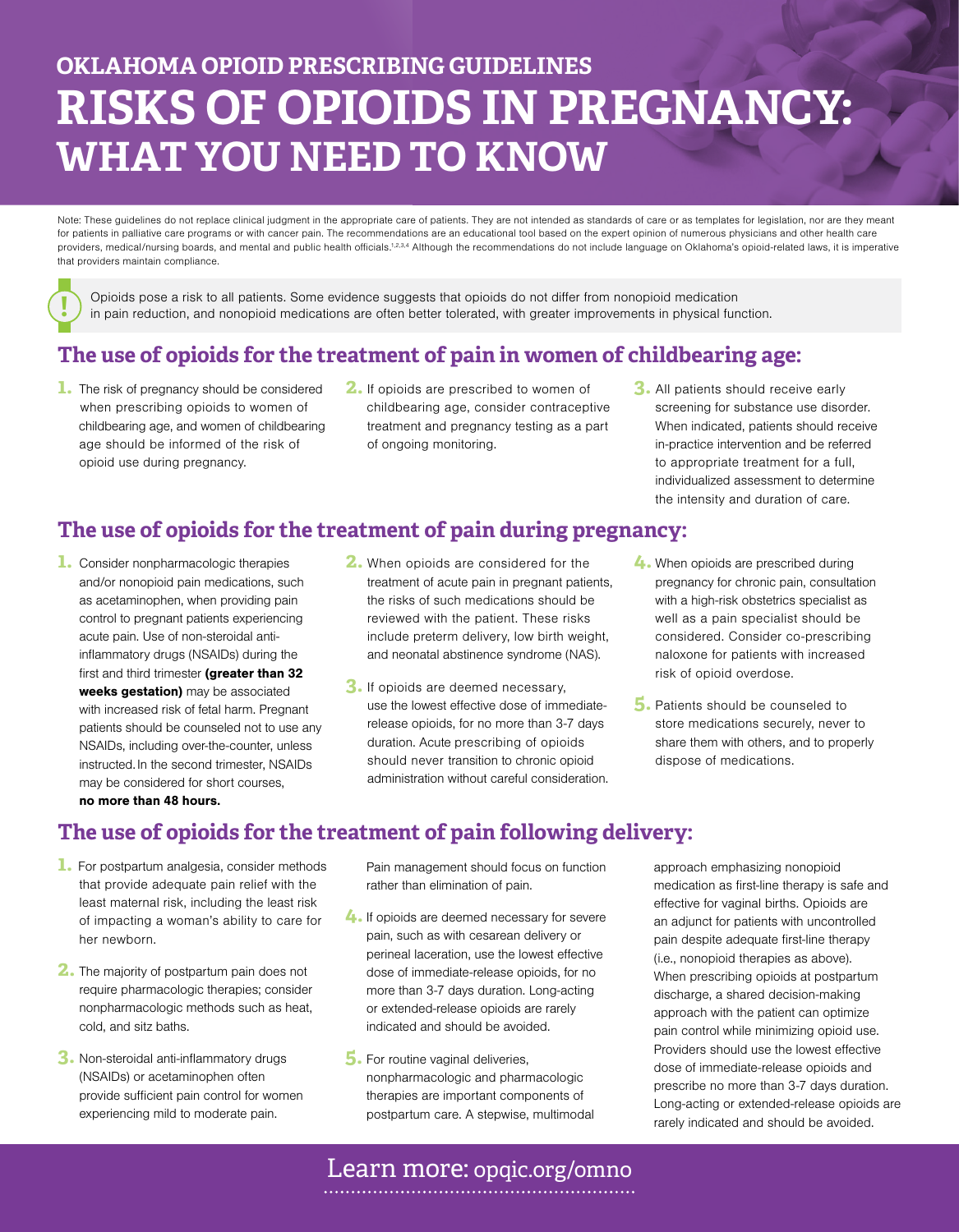# OKLAHOMA OPIOID PRESCRIBING GUIDELINES

# RISKS OF OPIOIDS IN PREGNANCY: WHAT YOU NEED TO KNOW

Note: These guidelines do not replace clinical judgment in the appropriate care of patients. They are not intended as standards of care or as templates for legislation, nor are they meant for patients in palliative care programs or with cancer pain. The recommendations are an educational tool based on the expert opinion of numerous physicians and other health care providers, medical/nursing boards, and mental and public health officials.[1,2,3,4] Although the recommendations do not include language on Oklahoma's opioid-related laws, it is imperative that providers maintain compliance.

**!** Opioids pose a risk to all patients. Some evidence suggests that opioids do not differ from nonopioid medication in pain reduction, and nonopioid medications are often better tolerated, with greater improvements in physical function.

## The use of opioids for the treatment of pain in women of childbearing age:

1. The risk of pregnancy should be considered when prescribing opioids to women of childbearing age, and women of childbearing age should be informed of the risk of opioid use during pregnancy.
2. If opioids are prescribed to women of childbearing age, consider contraceptive treatment and pregnancy testing as a part of ongoing monitoring.
3. All patients should receive early screening for substance use disorder. When indicated, patients should receive in-practice intervention and be referred to appropriate treatment for a full, individualized assessment to determine the intensity and duration of care.

## The use of opioids for the treatment of pain during pregnancy:

1. Consider nonpharmacologic therapies and/or nonopioid pain medications, such as acetaminophen, when providing pain control to pregnant patients experiencing acute pain. Use of non-steroidal anti-inflammatory drugs (NSAIDs) during the first and third trimester **(greater than 32 weeks gestation)** may be associated with increased risk of fetal harm. Pregnant patients should be counseled not to use any NSAIDs, including over-the-counter, unless instructed. In the second trimester, NSAIDs may be considered for short courses, **no more than 48 hours.**
2. When opioids are considered for the treatment of acute pain in pregnant patients, the risks of such medications should be reviewed with the patient. These risks include preterm delivery, low birth weight, and neonatal abstinence syndrome (NAS).
3. If opioids are deemed necessary, use the lowest effective dose of immediate-release opioids, for no more than 3-7 days duration. Acute prescribing of opioids should never transition to chronic opioid administration without careful consideration.
4. When opioids are prescribed during pregnancy for chronic pain, consultation with a high-risk obstetrics specialist as well as a pain specialist should be considered. Consider co-prescribing naloxone for patients with increased risk of opioid overdose.
5. Patients should be counseled to store medications securely, never to share them with others, and to properly dispose of medications.

## The use of opioids for the treatment of pain following delivery:

1. For postpartum analgesia, consider methods that provide adequate pain relief with the least maternal risk, including the least risk of impacting a woman's ability to care for her newborn.
2. The majority of postpartum pain does not require pharmacologic therapies; consider nonpharmacologic methods such as heat, cold, and sitz baths.
3. Non-steroidal anti-inflammatory drugs (NSAIDs) or acetaminophen often provide sufficient pain control for women experiencing mild to moderate pain. Pain management should focus on function rather than elimination of pain.
4. If opioids are deemed necessary for severe pain, such as with cesarean delivery or perineal laceration, use the lowest effective dose of immediate-release opioids, for no more than 3-7 days duration. Long-acting or extended-release opioids are rarely indicated and should be avoided.
5. For routine vaginal deliveries, nonpharmacologic and pharmacologic therapies are important components of postpartum care. A stepwise, multimodal approach emphasizing nonopioid medication as first-line therapy is safe and effective for vaginal births. Opioids are an adjunct for patients with uncontrolled pain despite adequate first-line therapy (i.e., nonopioid therapies as above). When prescribing opioids at postpartum discharge, a shared decision-making approach with the patient can optimize pain control while minimizing opioid use. Providers should use the lowest effective dose of immediate-release opioids and prescribe no more than 3-7 days duration. Long-acting or extended-release opioids are rarely indicated and should be avoided.

Learn more: opqic.org/omno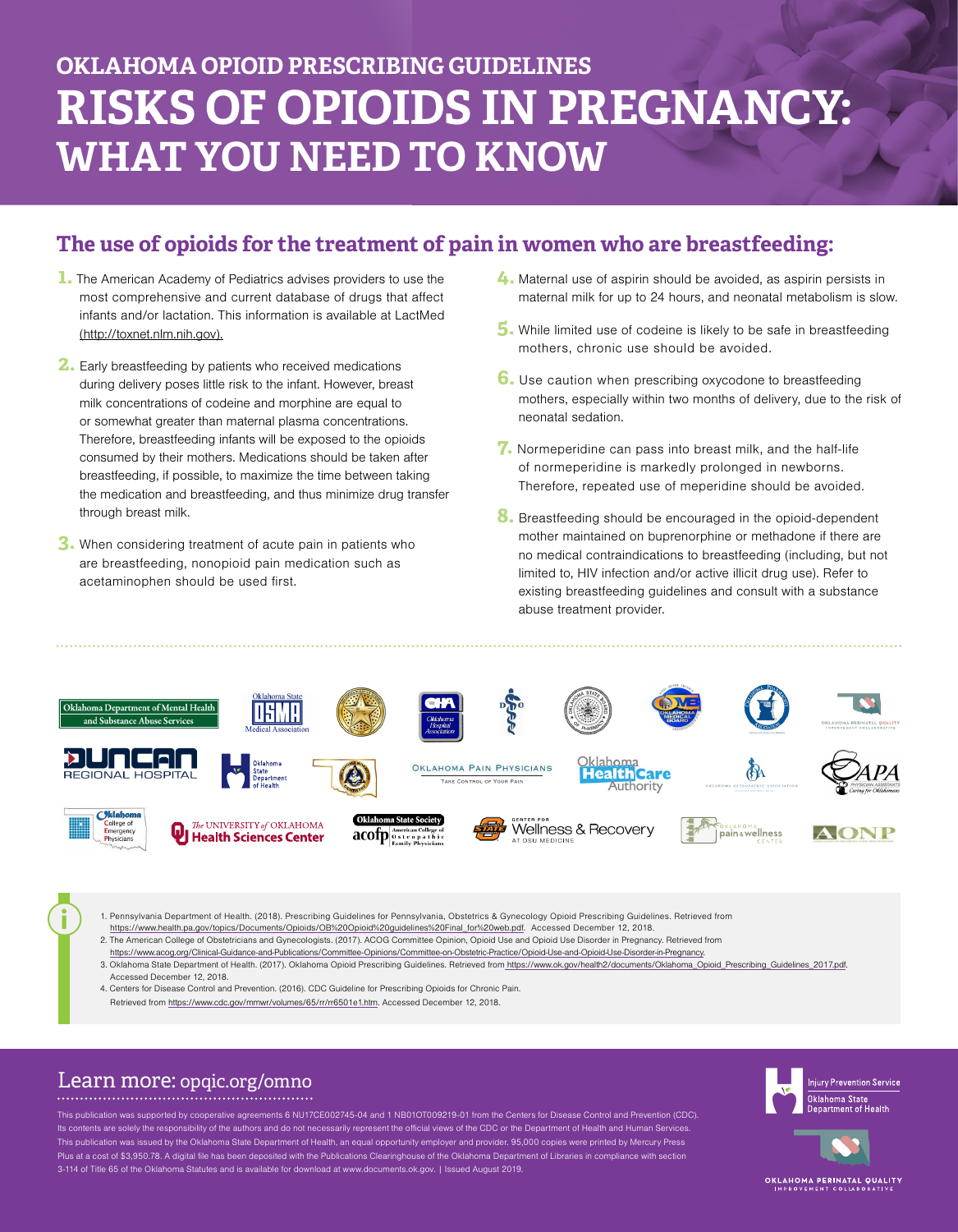# OKLAHOMA OPIOID PRESCRIBING GUIDELINES

# RISKS OF OPIOIDS IN PREGNANCY: WHAT YOU NEED TO KNOW

## The use of opioids for the treatment of pain in women who are breastfeeding:

1. The American Academy of Pediatrics advises providers to use the most comprehensive and current database of drugs that affect infants and/or lactation. This information is available at LactMed (http://toxnet.nlm.nih.gov).
2. Early breastfeeding by patients who received medications during delivery poses little risk to the infant. However, breast milk concentrations of codeine and morphine are equal to or somewhat greater than maternal plasma concentrations. Therefore, breastfeeding infants will be exposed to the opioids consumed by their mothers. Medications should be taken after breastfeeding, if possible, to maximize the time between taking the medication and breastfeeding, and thus minimize drug transfer through breast milk.
3. When considering treatment of acute pain in patients who are breastfeeding, nonopioid pain medication such as acetaminophen should be used first.
4. Maternal use of aspirin should be avoided, as aspirin persists in maternal milk for up to 24 hours, and neonatal metabolism is slow.
5. While limited use of codeine is likely to be safe in breastfeeding mothers, chronic use should be avoided.
6. Use caution when prescribing oxycodone to breastfeeding mothers, especially within two months of delivery, due to the risk of neonatal sedation.
7. Normeperidine can pass into breast milk, and the half-life of normeperidine is markedly prolonged in newborns. Therefore, repeated use of meperidine should be avoided.
8. Breastfeeding should be encouraged in the opioid-dependent mother maintained on buprenorphine or methadone if there are no medical contraindications to breastfeeding (including, but not limited to, HIV infection and/or active illicit drug use). Refer to existing breastfeeding guidelines and consult with a substance abuse treatment provider.

1. Pennsylvania Department of Health. (2018). Prescribing Guidelines for Pennsylvania, Obstetrics & Gynecology Opioid Prescribing Guidelines. Retrieved from https://www.health.pa.gov/topics/Documents/Opioids/OB%20Opioid%20guidelines%20Final_for%20web.pdf. Accessed December 12, 2018.
2. The American College of Obstetricians and Gynecologists. (2017). ACOG Committee Opinion, Opioid Use and Opioid Use Disorder in Pregnancy. Retrieved from https://www.acog.org/Clinical-Guidance-and-Publications/Committee-Opinions/Committee-on-Obstetric-Practice/Opioid-Use-and-Opioid-Use-Disorder-in-Pregnancy.
3. Oklahoma State Department of Health. (2017). Oklahoma Opioid Prescribing Guidelines. Retrieved from https://www.ok.gov/health2/documents/Oklahoma_Opioid_Prescribing_Guidelines_2017.pdf. Accessed December 12, 2018.
4. Centers for Disease Control and Prevention. (2016). CDC Guideline for Prescribing Opioids for Chronic Pain. Retrieved from https://www.cdc.gov/mmwr/volumes/65/rr/rr6501e1.htm. Accessed December 12, 2018.

Learn more: opqic.org/omno

This publication was supported by cooperative agreements 6 NU17CE002745-04 and 1 NB01OT009219-01 from the Centers for Disease Control and Prevention (CDC). Its contents are solely the responsibility of the authors and do not necessarily represent the official views of the CDC or the Department of Health and Human Services. This publication was issued by the Oklahoma State Department of Health, an equal opportunity employer and provider. 95,000 copies were printed by Mercury Press Plus at a cost of $3,950.78. A digital file has been deposited with the Publications Clearinghouse of the Oklahoma Department of Libraries in compliance with section 3-114 of Title 65 of the Oklahoma Statutes and is available for download at www.documents.ok.gov. | Issued August 2019.

Injury Prevention Service
Oklahoma State Department of Health

OKLAHOMA PERINATAL QUALITY IMPROVEMENT COLLABORATIVE